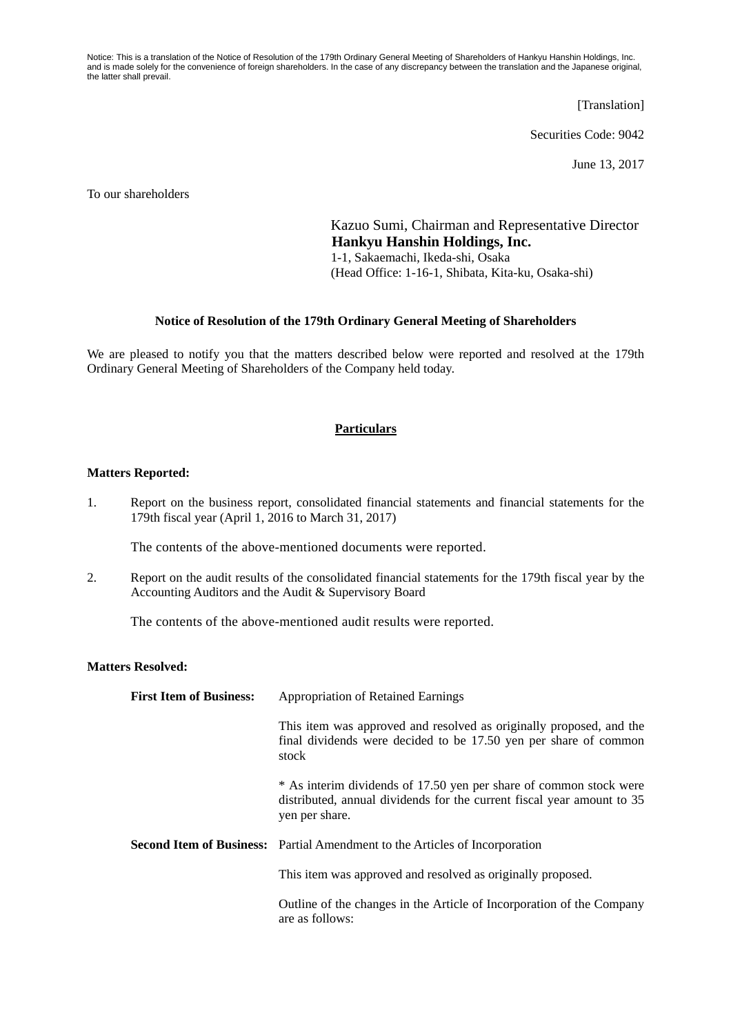Notice: This is a translation of the Notice of Resolution of the 179th Ordinary General Meeting of Shareholders of Hankyu Hanshin Holdings, Inc. and is made solely for the convenience of foreign shareholders. In the case of any discrepancy between the translation and the Japanese original, the latter shall prevail.

[Translation]

Securities Code: 9042

June 13, 2017

To our shareholders

Kazuo Sumi, Chairman and Representative Director
**Hankyu Hanshin Holdings, Inc.**
1-1, Sakaemachi, Ikeda-shi, Osaka
(Head Office: 1-16-1, Shibata, Kita-ku, Osaka-shi)

**Notice of Resolution of the 179th Ordinary General Meeting of Shareholders**

We are pleased to notify you that the matters described below were reported and resolved at the 179th Ordinary General Meeting of Shareholders of the Company held today.

**Particulars**

**Matters Reported:**

1. Report on the business report, consolidated financial statements and financial statements for the 179th fiscal year (April 1, 2016 to March 31, 2017)

   The contents of the above-mentioned documents were reported.

2. Report on the audit results of the consolidated financial statements for the 179th fiscal year by the Accounting Auditors and the Audit & Supervisory Board

   The contents of the above-mentioned audit results were reported.

**Matters Resolved:**

**First Item of Business:** Appropriation of Retained Earnings

This item was approved and resolved as originally proposed, and the final dividends were decided to be 17.50 yen per share of common stock

* As interim dividends of 17.50 yen per share of common stock were distributed, annual dividends for the current fiscal year amount to 35 yen per share.

**Second Item of Business:** Partial Amendment to the Articles of Incorporation

This item was approved and resolved as originally proposed.

Outline of the changes in the Article of Incorporation of the Company are as follows: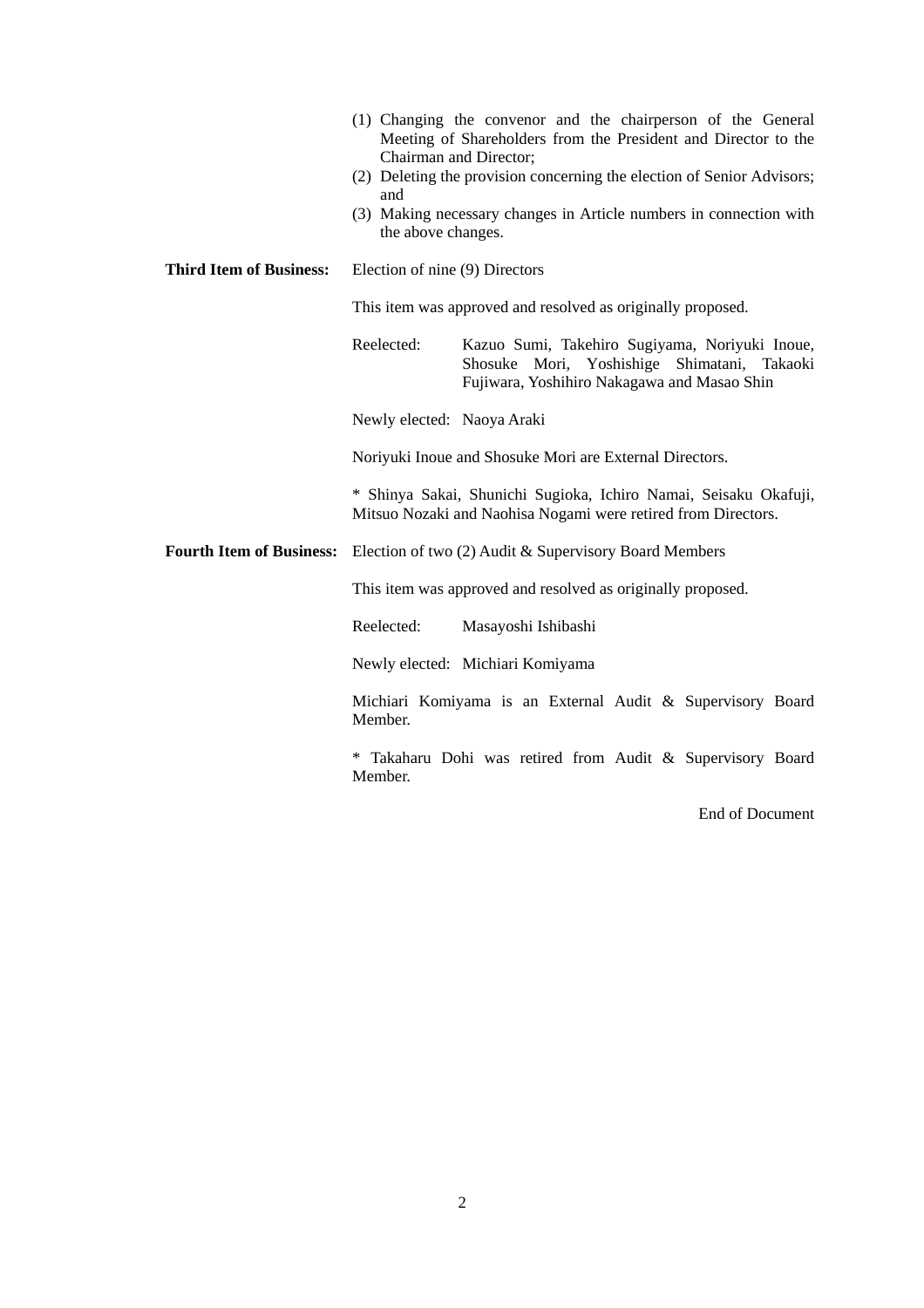(1) Changing the convenor and the chairperson of the General Meeting of Shareholders from the President and Director to the Chairman and Director;
(2) Deleting the provision concerning the election of Senior Advisors; and
(3) Making necessary changes in Article numbers in connection with the above changes.

**Third Item of Business:** Election of nine (9) Directors

This item was approved and resolved as originally proposed.

Reelected: Kazuo Sumi, Takehiro Sugiyama, Noriyuki Inoue, Shosuke Mori, Yoshishige Shimatani, Takaoki Fujiwara, Yoshihiro Nakagawa and Masao Shin

Newly elected: Naoya Araki

Noriyuki Inoue and Shosuke Mori are External Directors.

* Shinya Sakai, Shunichi Sugioka, Ichiro Namai, Seisaku Okafuji, Mitsuo Nozaki and Naohisa Nogami were retired from Directors.

**Fourth Item of Business:** Election of two (2) Audit & Supervisory Board Members

This item was approved and resolved as originally proposed.

Reelected: Masayoshi Ishibashi

Newly elected: Michiari Komiyama

Michiari Komiyama is an External Audit & Supervisory Board Member.

* Takaharu Dohi was retired from Audit & Supervisory Board Member.

End of Document